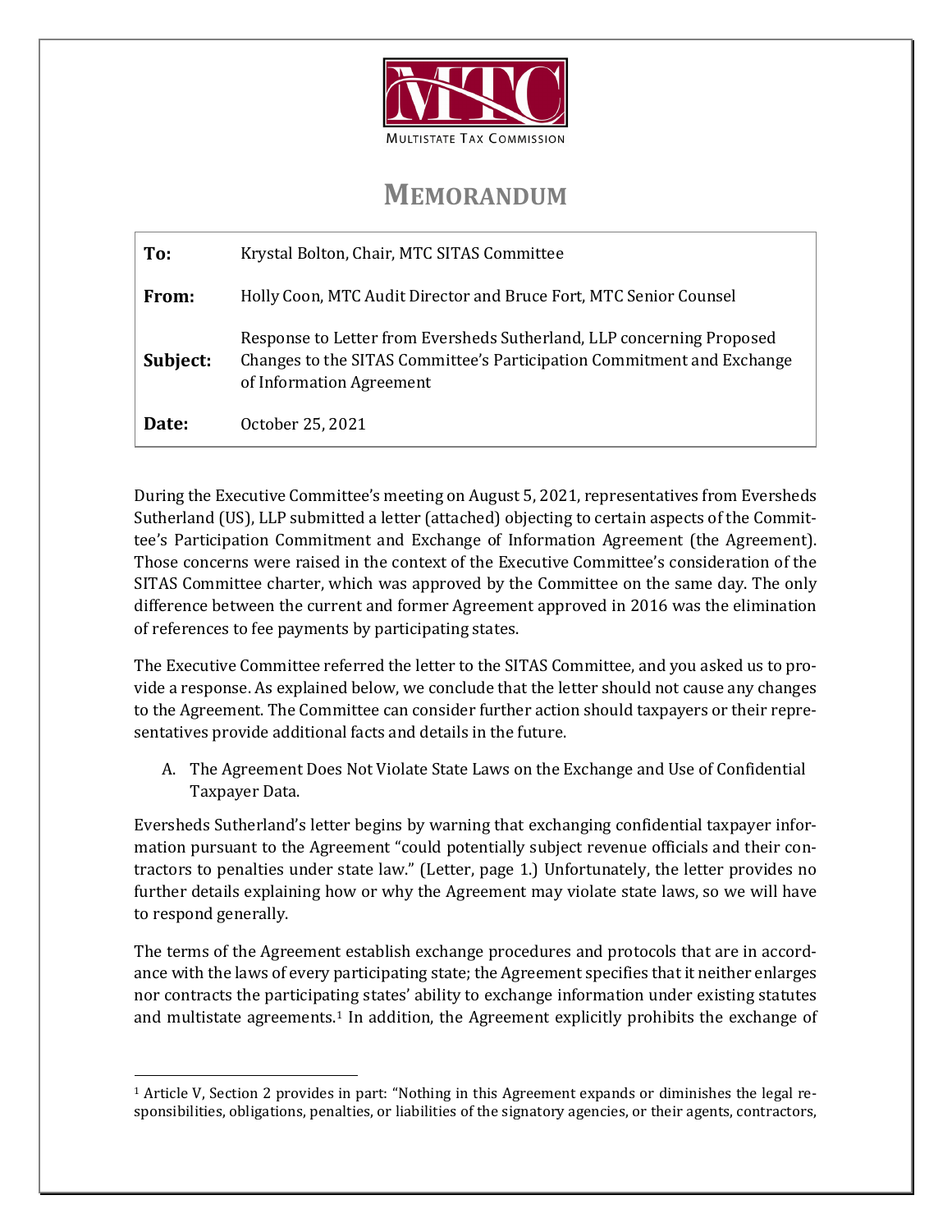MULTISTATE TAX COMMISSION

# MEMORANDUM

| | |
|---|---|
| **To:** | Krystal Bolton, Chair, MTC SITAS Committee |
| **From:** | Holly Coon, MTC Audit Director and Bruce Fort, MTC Senior Counsel |
| **Subject:** | Response to Letter from Eversheds Sutherland, LLP concerning Proposed Changes to the SITAS Committee's Participation Commitment and Exchange of Information Agreement |
| **Date:** | October 25, 2021 |

During the Executive Committee's meeting on August 5, 2021, representatives from Eversheds Sutherland (US), LLP submitted a letter (attached) objecting to certain aspects of the Committee's Participation Commitment and Exchange of Information Agreement (the Agreement). Those concerns were raised in the context of the Executive Committee's consideration of the SITAS Committee charter, which was approved by the Committee on the same day. The only difference between the current and former Agreement approved in 2016 was the elimination of references to fee payments by participating states.

The Executive Committee referred the letter to the SITAS Committee, and you asked us to provide a response. As explained below, we conclude that the letter should not cause any changes to the Agreement. The Committee can consider further action should taxpayers or their representatives provide additional facts and details in the future.

A. The Agreement Does Not Violate State Laws on the Exchange and Use of Confidential Taxpayer Data.

Eversheds Sutherland's letter begins by warning that exchanging confidential taxpayer information pursuant to the Agreement "could potentially subject revenue officials and their contractors to penalties under state law." (Letter, page 1.) Unfortunately, the letter provides no further details explaining how or why the Agreement may violate state laws, so we will have to respond generally.

The terms of the Agreement establish exchange procedures and protocols that are in accordance with the laws of every participating state; the Agreement specifies that it neither enlarges nor contracts the participating states' ability to exchange information under existing statutes and multistate agreements.[1] In addition, the Agreement explicitly prohibits the exchange of

[1] Article V, Section 2 provides in part: "Nothing in this Agreement expands or diminishes the legal responsibilities, obligations, penalties, or liabilities of the signatory agencies, or their agents, contractors,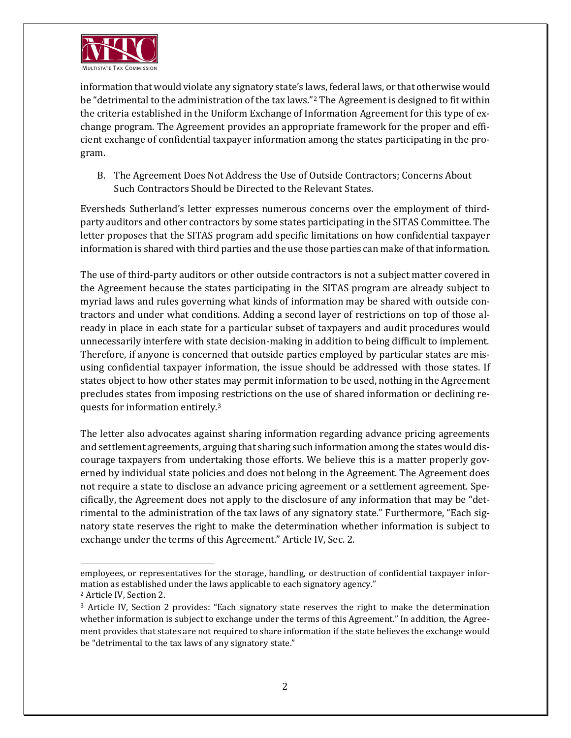information that would violate any signatory state's laws, federal laws, or that otherwise would be "detrimental to the administration of the tax laws."[2] The Agreement is designed to fit within the criteria established in the Uniform Exchange of Information Agreement for this type of exchange program. The Agreement provides an appropriate framework for the proper and efficient exchange of confidential taxpayer information among the states participating in the program.

B. The Agreement Does Not Address the Use of Outside Contractors; Concerns About Such Contractors Should be Directed to the Relevant States.

Eversheds Sutherland's letter expresses numerous concerns over the employment of third-party auditors and other contractors by some states participating in the SITAS Committee. The letter proposes that the SITAS program add specific limitations on how confidential taxpayer information is shared with third parties and the use those parties can make of that information.

The use of third-party auditors or other outside contractors is not a subject matter covered in the Agreement because the states participating in the SITAS program are already subject to myriad laws and rules governing what kinds of information may be shared with outside contractors and under what conditions. Adding a second layer of restrictions on top of those already in place in each state for a particular subset of taxpayers and audit procedures would unnecessarily interfere with state decision-making in addition to being difficult to implement. Therefore, if anyone is concerned that outside parties employed by particular states are misusing confidential taxpayer information, the issue should be addressed with those states. If states object to how other states may permit information to be used, nothing in the Agreement precludes states from imposing restrictions on the use of shared information or declining requests for information entirely.[3]

The letter also advocates against sharing information regarding advance pricing agreements and settlement agreements, arguing that sharing such information among the states would discourage taxpayers from undertaking those efforts. We believe this is a matter properly governed by individual state policies and does not belong in the Agreement. The Agreement does not require a state to disclose an advance pricing agreement or a settlement agreement. Specifically, the Agreement does not apply to the disclosure of any information that may be "detrimental to the administration of the tax laws of any signatory state." Furthermore, "Each signatory state reserves the right to make the determination whether information is subject to exchange under the terms of this Agreement." Article IV, Sec. 2.

---

employees, or representatives for the storage, handling, or destruction of confidential taxpayer information as established under the laws applicable to each signatory agency."

[2] Article IV, Section 2.

[3] Article IV, Section 2 provides: "Each signatory state reserves the right to make the determination whether information is subject to exchange under the terms of this Agreement." In addition, the Agreement provides that states are not required to share information if the state believes the exchange would be "detrimental to the tax laws of any signatory state."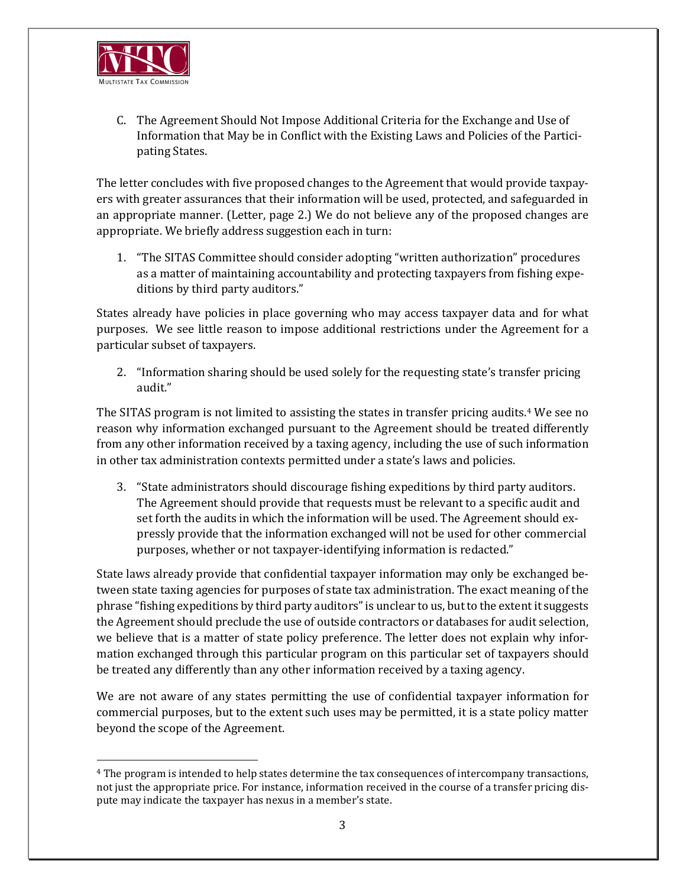C. The Agreement Should Not Impose Additional Criteria for the Exchange and Use of Information that May be in Conflict with the Existing Laws and Policies of the Participating States.

The letter concludes with five proposed changes to the Agreement that would provide taxpayers with greater assurances that their information will be used, protected, and safeguarded in an appropriate manner. (Letter, page 2.) We do not believe any of the proposed changes are appropriate. We briefly address suggestion each in turn:

1. "The SITAS Committee should consider adopting "written authorization" procedures as a matter of maintaining accountability and protecting taxpayers from fishing expeditions by third party auditors."

States already have policies in place governing who may access taxpayer data and for what purposes. We see little reason to impose additional restrictions under the Agreement for a particular subset of taxpayers.

2. "Information sharing should be used solely for the requesting state's transfer pricing audit."

The SITAS program is not limited to assisting the states in transfer pricing audits.[4] We see no reason why information exchanged pursuant to the Agreement should be treated differently from any other information received by a taxing agency, including the use of such information in other tax administration contexts permitted under a state's laws and policies.

3. "State administrators should discourage fishing expeditions by third party auditors. The Agreement should provide that requests must be relevant to a specific audit and set forth the audits in which the information will be used. The Agreement should expressly provide that the information exchanged will not be used for other commercial purposes, whether or not taxpayer-identifying information is redacted."

State laws already provide that confidential taxpayer information may only be exchanged between state taxing agencies for purposes of state tax administration. The exact meaning of the phrase "fishing expeditions by third party auditors" is unclear to us, but to the extent it suggests the Agreement should preclude the use of outside contractors or databases for audit selection, we believe that is a matter of state policy preference. The letter does not explain why information exchanged through this particular program on this particular set of taxpayers should be treated any differently than any other information received by a taxing agency.

We are not aware of any states permitting the use of confidential taxpayer information for commercial purposes, but to the extent such uses may be permitted, it is a state policy matter beyond the scope of the Agreement.

[4] The program is intended to help states determine the tax consequences of intercompany transactions, not just the appropriate price. For instance, information received in the course of a transfer pricing dispute may indicate the taxpayer has nexus in a member's state.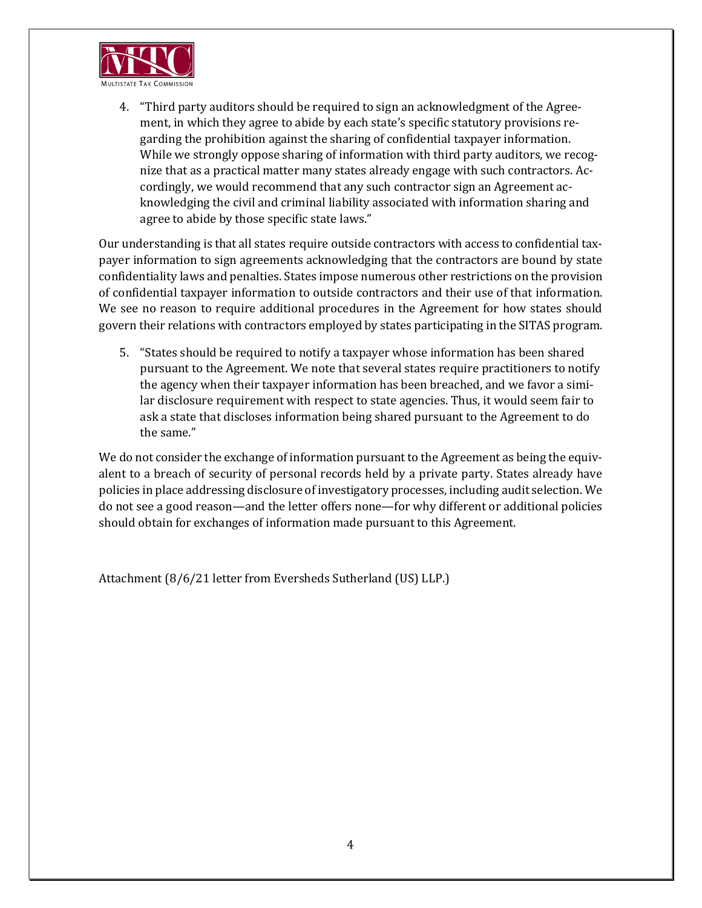4. "Third party auditors should be required to sign an acknowledgment of the Agreement, in which they agree to abide by each state's specific statutory provisions regarding the prohibition against the sharing of confidential taxpayer information. While we strongly oppose sharing of information with third party auditors, we recognize that as a practical matter many states already engage with such contractors. Accordingly, we would recommend that any such contractor sign an Agreement acknowledging the civil and criminal liability associated with information sharing and agree to abide by those specific state laws."

Our understanding is that all states require outside contractors with access to confidential taxpayer information to sign agreements acknowledging that the contractors are bound by state confidentiality laws and penalties. States impose numerous other restrictions on the provision of confidential taxpayer information to outside contractors and their use of that information. We see no reason to require additional procedures in the Agreement for how states should govern their relations with contractors employed by states participating in the SITAS program.

5. "States should be required to notify a taxpayer whose information has been shared pursuant to the Agreement. We note that several states require practitioners to notify the agency when their taxpayer information has been breached, and we favor a similar disclosure requirement with respect to state agencies. Thus, it would seem fair to ask a state that discloses information being shared pursuant to the Agreement to do the same."

We do not consider the exchange of information pursuant to the Agreement as being the equivalent to a breach of security of personal records held by a private party. States already have policies in place addressing disclosure of investigatory processes, including audit selection. We do not see a good reason—and the letter offers none—for why different or additional policies should obtain for exchanges of information made pursuant to this Agreement.

Attachment (8/6/21 letter from Eversheds Sutherland (US) LLP.)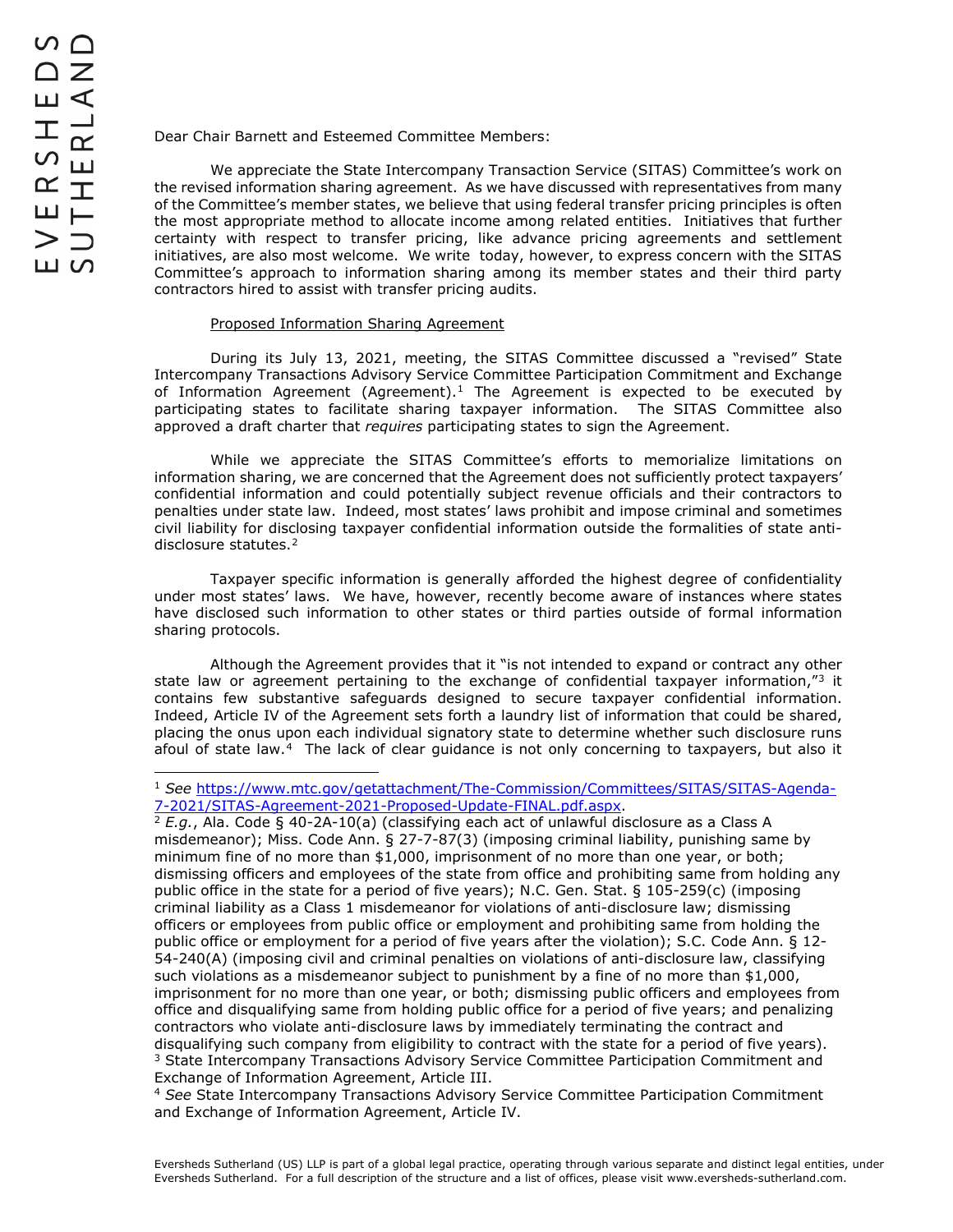Dear Chair Barnett and Esteemed Committee Members:

We appreciate the State Intercompany Transaction Service (SITAS) Committee's work on the revised information sharing agreement. As we have discussed with representatives from many of the Committee's member states, we believe that using federal transfer pricing principles is often the most appropriate method to allocate income among related entities. Initiatives that further certainty with respect to transfer pricing, like advance pricing agreements and settlement initiatives, are also most welcome. We write today, however, to express concern with the SITAS Committee's approach to information sharing among its member states and their third party contractors hired to assist with transfer pricing audits.

Proposed Information Sharing Agreement

During its July 13, 2021, meeting, the SITAS Committee discussed a "revised" State Intercompany Transactions Advisory Service Committee Participation Commitment and Exchange of Information Agreement (Agreement).[1] The Agreement is expected to be executed by participating states to facilitate sharing taxpayer information. The SITAS Committee also approved a draft charter that *requires* participating states to sign the Agreement.

While we appreciate the SITAS Committee's efforts to memorialize limitations on information sharing, we are concerned that the Agreement does not sufficiently protect taxpayers' confidential information and could potentially subject revenue officials and their contractors to penalties under state law. Indeed, most states' laws prohibit and impose criminal and sometimes civil liability for disclosing taxpayer confidential information outside the formalities of state anti-disclosure statutes.[2]

Taxpayer specific information is generally afforded the highest degree of confidentiality under most states' laws. We have, however, recently become aware of instances where states have disclosed such information to other states or third parties outside of formal information sharing protocols.

Although the Agreement provides that it "is not intended to expand or contract any other state law or agreement pertaining to the exchange of confidential taxpayer information,"[3] it contains few substantive safeguards designed to secure taxpayer confidential information. Indeed, Article IV of the Agreement sets forth a laundry list of information that could be shared, placing the onus upon each individual signatory state to determine whether such disclosure runs afoul of state law.[4] The lack of clear guidance is not only concerning to taxpayers, but also it

---

[1] *See* https://www.mtc.gov/getattachment/The-Commission/Committees/SITAS/SITAS-Agenda-7-2021/SITAS-Agreement-2021-Proposed-Update-FINAL.pdf.aspx.

[2] *E.g.*, Ala. Code § 40-2A-10(a) (classifying each act of unlawful disclosure as a Class A misdemeanor); Miss. Code Ann. § 27-7-87(3) (imposing criminal liability, punishing same by minimum fine of no more than $1,000, imprisonment of no more than one year, or both; dismissing officers and employees of the state from office and prohibiting same from holding any public office in the state for a period of five years); N.C. Gen. Stat. § 105-259(c) (imposing criminal liability as a Class 1 misdemeanor for violations of anti-disclosure law; dismissing officers or employees from public office or employment and prohibiting same from holding the public office or employment for a period of five years after the violation); S.C. Code Ann. § 12-54-240(A) (imposing civil and criminal penalties on violations of anti-disclosure law, classifying such violations as a misdemeanor subject to punishment by a fine of no more than $1,000, imprisonment for no more than one year, or both; dismissing public officers and employees from office and disqualifying same from holding public office for a period of five years; and penalizing contractors who violate anti-disclosure laws by immediately terminating the contract and disqualifying such company from eligibility to contract with the state for a period of five years).

[3] State Intercompany Transactions Advisory Service Committee Participation Commitment and Exchange of Information Agreement, Article III.

[4] *See* State Intercompany Transactions Advisory Service Committee Participation Commitment and Exchange of Information Agreement, Article IV.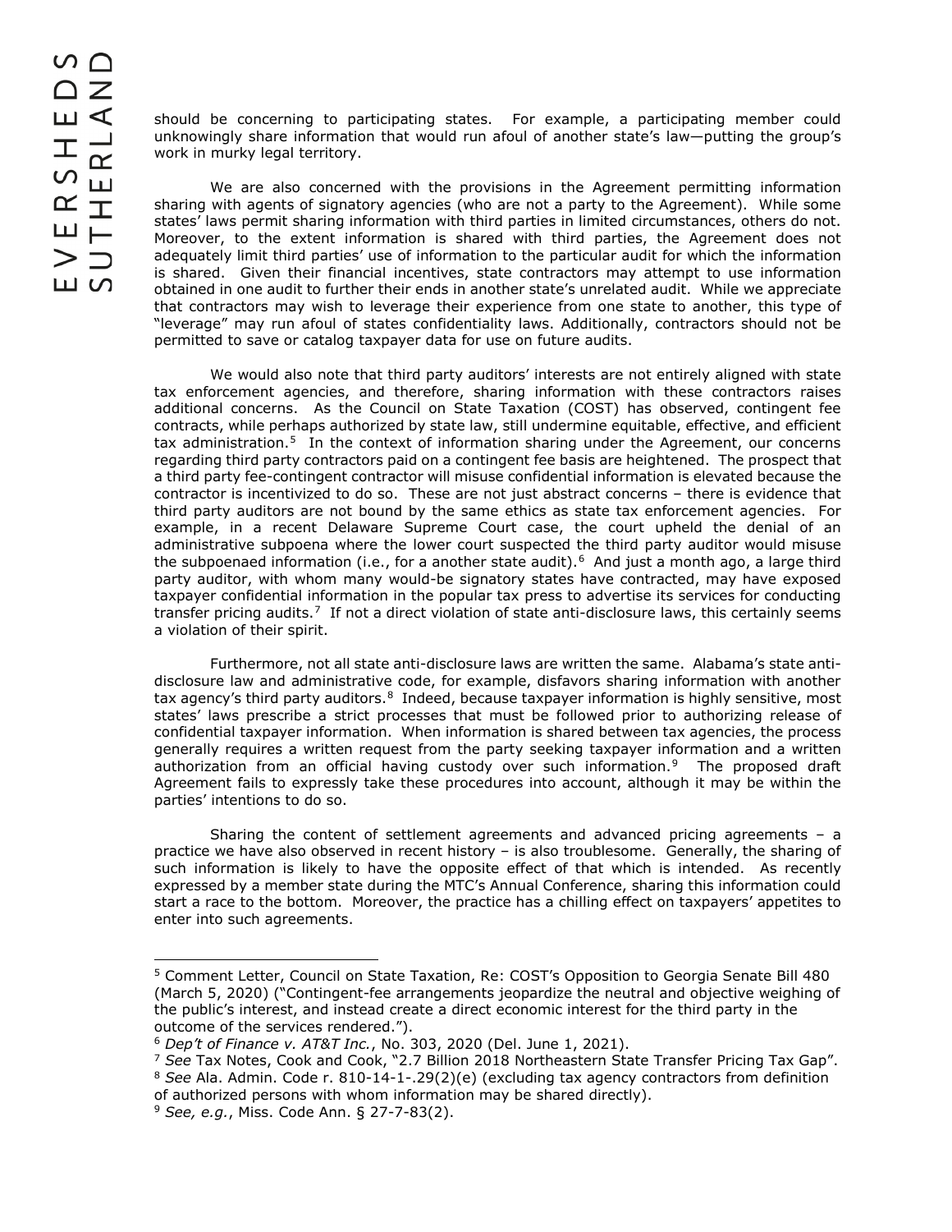should be concerning to participating states. For example, a participating member could unknowingly share information that would run afoul of another state's law—putting the group's work in murky legal territory.

We are also concerned with the provisions in the Agreement permitting information sharing with agents of signatory agencies (who are not a party to the Agreement). While some states' laws permit sharing information with third parties in limited circumstances, others do not. Moreover, to the extent information is shared with third parties, the Agreement does not adequately limit third parties' use of information to the particular audit for which the information is shared. Given their financial incentives, state contractors may attempt to use information obtained in one audit to further their ends in another state's unrelated audit. While we appreciate that contractors may wish to leverage their experience from one state to another, this type of "leverage" may run afoul of states confidentiality laws. Additionally, contractors should not be permitted to save or catalog taxpayer data for use on future audits.

We would also note that third party auditors' interests are not entirely aligned with state tax enforcement agencies, and therefore, sharing information with these contractors raises additional concerns. As the Council on State Taxation (COST) has observed, contingent fee contracts, while perhaps authorized by state law, still undermine equitable, effective, and efficient tax administration.[5] In the context of information sharing under the Agreement, our concerns regarding third party contractors paid on a contingent fee basis are heightened. The prospect that a third party fee-contingent contractor will misuse confidential information is elevated because the contractor is incentivized to do so. These are not just abstract concerns – there is evidence that third party auditors are not bound by the same ethics as state tax enforcement agencies. For example, in a recent Delaware Supreme Court case, the court upheld the denial of an administrative subpoena where the lower court suspected the third party auditor would misuse the subpoenaed information (i.e., for a another state audit).[6] And just a month ago, a large third party auditor, with whom many would-be signatory states have contracted, may have exposed taxpayer confidential information in the popular tax press to advertise its services for conducting transfer pricing audits.[7] If not a direct violation of state anti-disclosure laws, this certainly seems a violation of their spirit.

Furthermore, not all state anti-disclosure laws are written the same. Alabama's state anti-disclosure law and administrative code, for example, disfavors sharing information with another tax agency's third party auditors.[8] Indeed, because taxpayer information is highly sensitive, most states' laws prescribe a strict processes that must be followed prior to authorizing release of confidential taxpayer information. When information is shared between tax agencies, the process generally requires a written request from the party seeking taxpayer information and a written authorization from an official having custody over such information.[9] The proposed draft Agreement fails to expressly take these procedures into account, although it may be within the parties' intentions to do so.

Sharing the content of settlement agreements and advanced pricing agreements – a practice we have also observed in recent history – is also troublesome. Generally, the sharing of such information is likely to have the opposite effect of that which is intended. As recently expressed by a member state during the MTC's Annual Conference, sharing this information could start a race to the bottom. Moreover, the practice has a chilling effect on taxpayers' appetites to enter into such agreements.

---

[5] Comment Letter, Council on State Taxation, Re: COST's Opposition to Georgia Senate Bill 480 (March 5, 2020) ("Contingent-fee arrangements jeopardize the neutral and objective weighing of the public's interest, and instead create a direct economic interest for the third party in the outcome of the services rendered.").

[6] *Dep't of Finance v. AT&T Inc.*, No. 303, 2020 (Del. June 1, 2021).

[7] *See* Tax Notes, Cook and Cook, "2.7 Billion 2018 Northeastern State Transfer Pricing Tax Gap".

[8] *See* Ala. Admin. Code r. 810-14-1-.29(2)(e) (excluding tax agency contractors from definition of authorized persons with whom information may be shared directly).

[9] *See, e.g.*, Miss. Code Ann. § 27-7-83(2).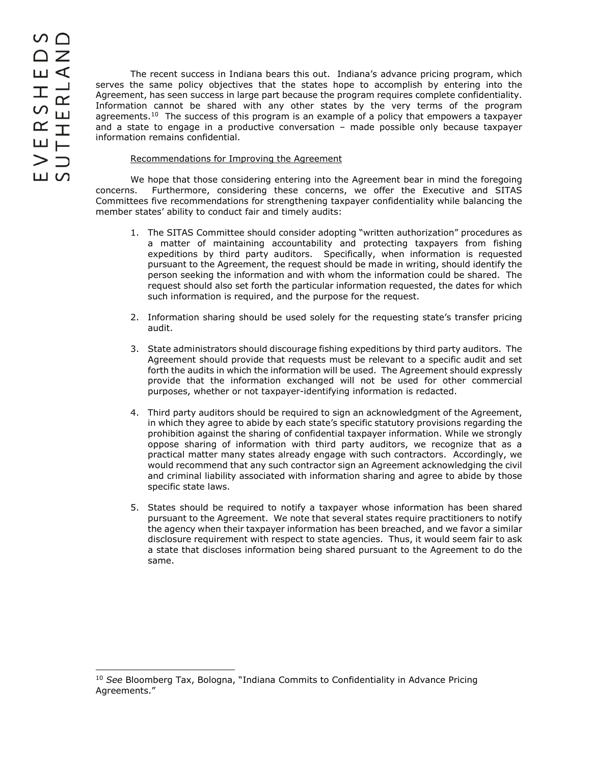The recent success in Indiana bears this out. Indiana's advance pricing program, which serves the same policy objectives that the states hope to accomplish by entering into the Agreement, has seen success in large part because the program requires complete confidentiality. Information cannot be shared with any other states by the very terms of the program agreements.[10] The success of this program is an example of a policy that empowers a taxpayer and a state to engage in a productive conversation – made possible only because taxpayer information remains confidential.

Recommendations for Improving the Agreement

We hope that those considering entering into the Agreement bear in mind the foregoing concerns. Furthermore, considering these concerns, we offer the Executive and SITAS Committees five recommendations for strengthening taxpayer confidentiality while balancing the member states' ability to conduct fair and timely audits:

1. The SITAS Committee should consider adopting "written authorization" procedures as a matter of maintaining accountability and protecting taxpayers from fishing expeditions by third party auditors. Specifically, when information is requested pursuant to the Agreement, the request should be made in writing, should identify the person seeking the information and with whom the information could be shared. The request should also set forth the particular information requested, the dates for which such information is required, and the purpose for the request.

2. Information sharing should be used solely for the requesting state's transfer pricing audit.

3. State administrators should discourage fishing expeditions by third party auditors. The Agreement should provide that requests must be relevant to a specific audit and set forth the audits in which the information will be used. The Agreement should expressly provide that the information exchanged will not be used for other commercial purposes, whether or not taxpayer-identifying information is redacted.

4. Third party auditors should be required to sign an acknowledgment of the Agreement, in which they agree to abide by each state's specific statutory provisions regarding the prohibition against the sharing of confidential taxpayer information. While we strongly oppose sharing of information with third party auditors, we recognize that as a practical matter many states already engage with such contractors. Accordingly, we would recommend that any such contractor sign an Agreement acknowledging the civil and criminal liability associated with information sharing and agree to abide by those specific state laws.

5. States should be required to notify a taxpayer whose information has been shared pursuant to the Agreement. We note that several states require practitioners to notify the agency when their taxpayer information has been breached, and we favor a similar disclosure requirement with respect to state agencies. Thus, it would seem fair to ask a state that discloses information being shared pursuant to the Agreement to do the same.

---

[10] *See* Bloomberg Tax, Bologna, "Indiana Commits to Confidentiality in Advance Pricing Agreements."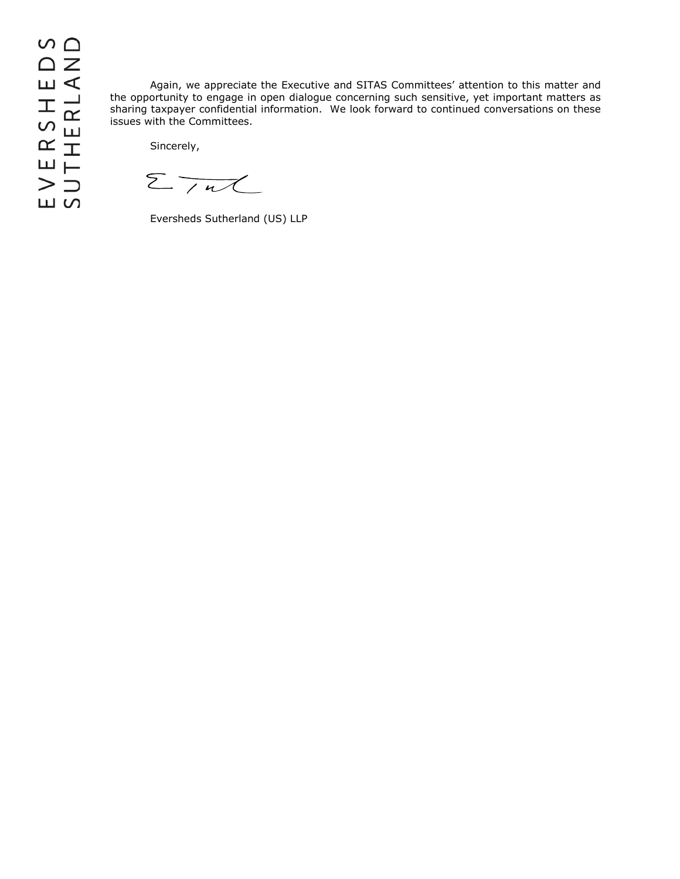Again, we appreciate the Executive and SITAS Committees' attention to this matter and the opportunity to engage in open dialogue concerning such sensitive, yet important matters as sharing taxpayer confidential information. We look forward to continued conversations on these issues with the Committees.

Sincerely,

Eversheds Sutherland (US) LLP